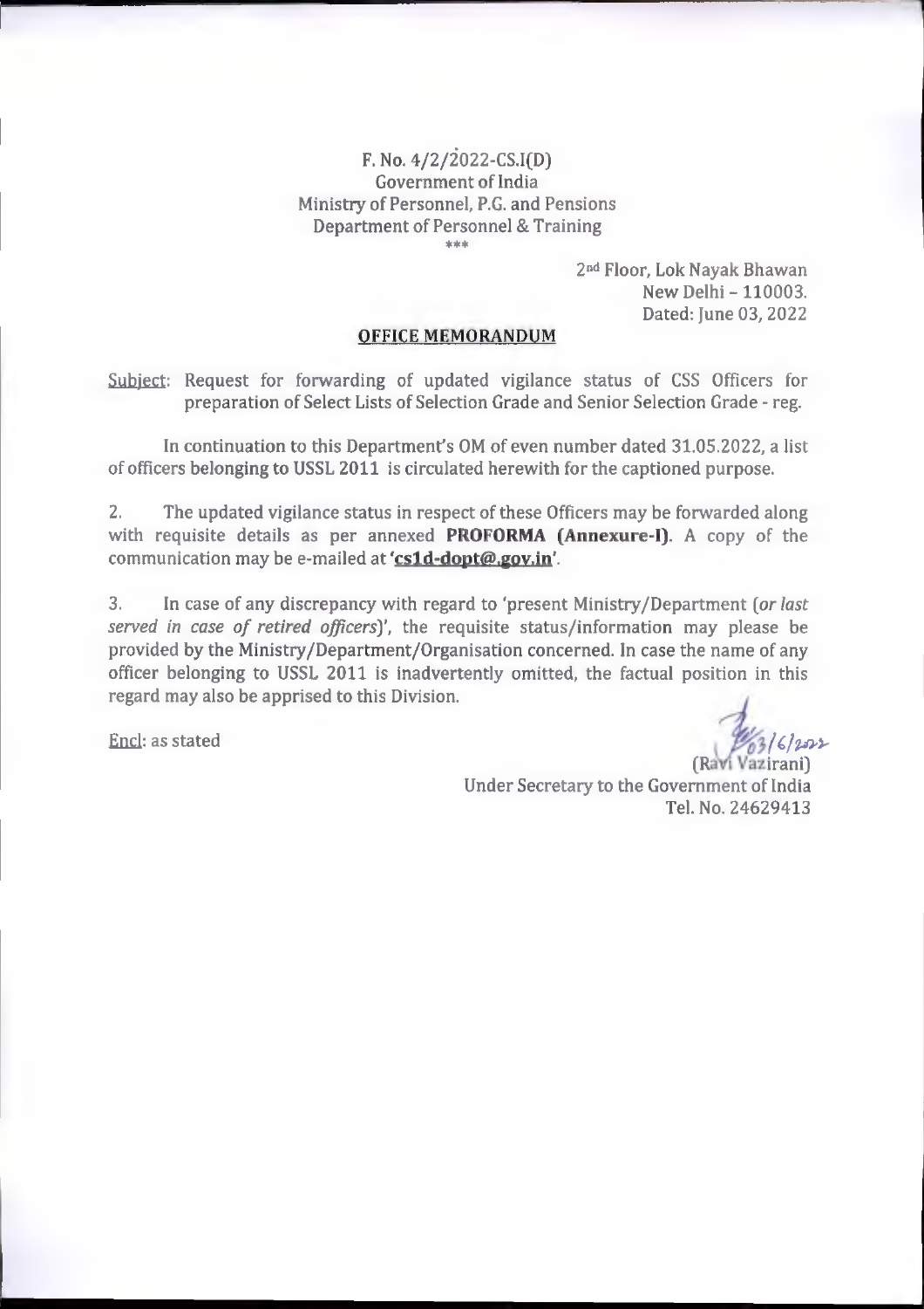F. No. 4/2/2022-CS.I(D)
Government of India
Ministry of Personnel, P.G. and Pensions
Department of Personnel & Training

\*\*\*

2nd Floor, Lok Nayak Bhawan
New Delhi – 110003.
Dated: June 03, 2022

## OFFICE MEMORANDUM

Subject: Request for forwarding of updated vigilance status of CSS Officers for preparation of Select Lists of Selection Grade and Senior Selection Grade - reg.

In continuation to this Department's OM of even number dated 31.05.2022, a list of officers belonging to USSL 2011 is circulated herewith for the captioned purpose.

2. The updated vigilance status in respect of these Officers may be forwarded along with requisite details as per annexed **PROFORMA (Annexure-I)**. A copy of the communication may be e-mailed at **'cs1d-dopt@.gov.in'**.

3. In case of any discrepancy with regard to 'present Ministry/Department (*or last served in case of retired officers*)', the requisite status/information may please be provided by the Ministry/Department/Organisation concerned. In case the name of any officer belonging to USSL 2011 is inadvertently omitted, the factual position in this regard may also be apprised to this Division.

Encl: as stated

03/6/2022
(Ravi Vazirani)
Under Secretary to the Government of India
Tel. No. 24629413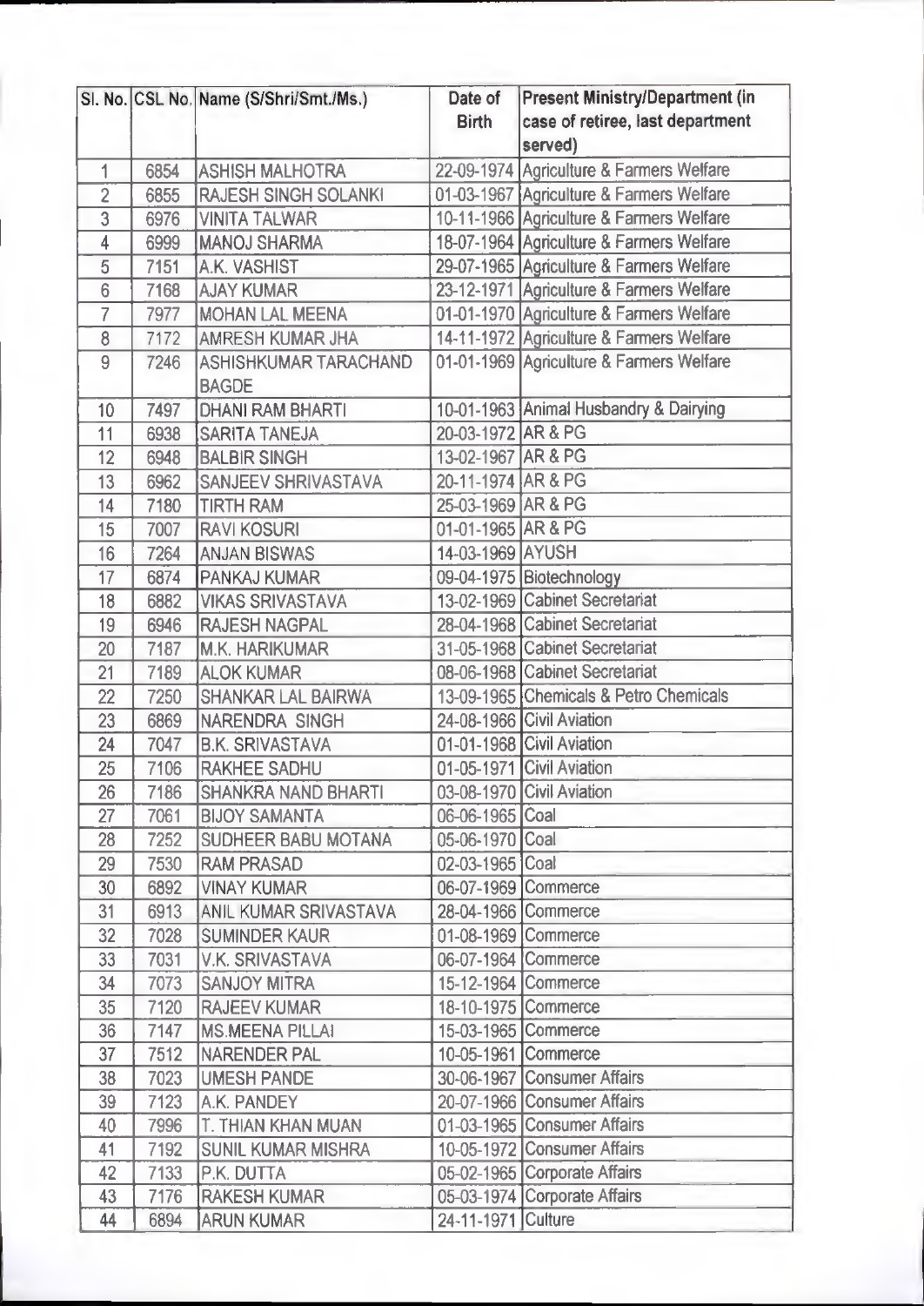| Sl. No. | CSL No. | Name (S/Shri/Smt./Ms.) | Date of Birth | Present Ministry/Department (in case of retiree, last department served) |
|---|---|---|---|---|
| 1 | 6854 | ASHISH MALHOTRA | 22-09-1974 | Agriculture & Farmers Welfare |
| 2 | 6855 | RAJESH SINGH SOLANKI | 01-03-1967 | Agriculture & Farmers Welfare |
| 3 | 6976 | VINITA TALWAR | 10-11-1966 | Agriculture & Farmers Welfare |
| 4 | 6999 | MANOJ SHARMA | 18-07-1964 | Agriculture & Farmers Welfare |
| 5 | 7151 | A.K. VASHIST | 29-07-1965 | Agriculture & Farmers Welfare |
| 6 | 7168 | AJAY KUMAR | 23-12-1971 | Agriculture & Farmers Welfare |
| 7 | 7977 | MOHAN LAL MEENA | 01-01-1970 | Agriculture & Farmers Welfare |
| 8 | 7172 | AMRESH KUMAR JHA | 14-11-1972 | Agriculture & Farmers Welfare |
| 9 | 7246 | ASHISHKUMAR TARACHAND BAGDE | 01-01-1969 | Agriculture & Farmers Welfare |
| 10 | 7497 | DHANI RAM BHARTI | 10-01-1963 | Animal Husbandry & Dairying |
| 11 | 6938 | SARITA TANEJA | 20-03-1972 | AR & PG |
| 12 | 6948 | BALBIR SINGH | 13-02-1967 | AR & PG |
| 13 | 6962 | SANJEEV SHRIVASTAVA | 20-11-1974 | AR & PG |
| 14 | 7180 | TIRTH RAM | 25-03-1969 | AR & PG |
| 15 | 7007 | RAVI KOSURI | 01-01-1965 | AR & PG |
| 16 | 7264 | ANJAN BISWAS | 14-03-1969 | AYUSH |
| 17 | 6874 | PANKAJ KUMAR | 09-04-1975 | Biotechnology |
| 18 | 6882 | VIKAS SRIVASTAVA | 13-02-1969 | Cabinet Secretariat |
| 19 | 6946 | RAJESH NAGPAL | 28-04-1968 | Cabinet Secretariat |
| 20 | 7187 | M.K. HARIKUMAR | 31-05-1968 | Cabinet Secretariat |
| 21 | 7189 | ALOK KUMAR | 08-06-1968 | Cabinet Secretariat |
| 22 | 7250 | SHANKAR LAL BAIRWA | 13-09-1965 | Chemicals & Petro Chemicals |
| 23 | 6869 | NARENDRA SINGH | 24-08-1966 | Civil Aviation |
| 24 | 7047 | B.K. SRIVASTAVA | 01-01-1968 | Civil Aviation |
| 25 | 7106 | RAKHEE SADHU | 01-05-1971 | Civil Aviation |
| 26 | 7186 | SHANKRA NAND BHARTI | 03-08-1970 | Civil Aviation |
| 27 | 7061 | BIJOY SAMANTA | 06-06-1965 | Coal |
| 28 | 7252 | SUDHEER BABU MOTANA | 05-06-1970 | Coal |
| 29 | 7530 | RAM PRASAD | 02-03-1965 | Coal |
| 30 | 6892 | VINAY KUMAR | 06-07-1969 | Commerce |
| 31 | 6913 | ANIL KUMAR SRIVASTAVA | 28-04-1966 | Commerce |
| 32 | 7028 | SUMINDER KAUR | 01-08-1969 | Commerce |
| 33 | 7031 | V.K. SRIVASTAVA | 06-07-1964 | Commerce |
| 34 | 7073 | SANJOY MITRA | 15-12-1964 | Commerce |
| 35 | 7120 | RAJEEV KUMAR | 18-10-1975 | Commerce |
| 36 | 7147 | MS.MEENA PILLAI | 15-03-1965 | Commerce |
| 37 | 7512 | NARENDER PAL | 10-05-1961 | Commerce |
| 38 | 7023 | UMESH PANDE | 30-06-1967 | Consumer Affairs |
| 39 | 7123 | A.K. PANDEY | 20-07-1966 | Consumer Affairs |
| 40 | 7996 | T. THIAN KHAN MUAN | 01-03-1965 | Consumer Affairs |
| 41 | 7192 | SUNIL KUMAR MISHRA | 10-05-1972 | Consumer Affairs |
| 42 | 7133 | P.K. DUTTA | 05-02-1965 | Corporate Affairs |
| 43 | 7176 | RAKESH KUMAR | 05-03-1974 | Corporate Affairs |
| 44 | 6894 | ARUN KUMAR | 24-11-1971 | Culture |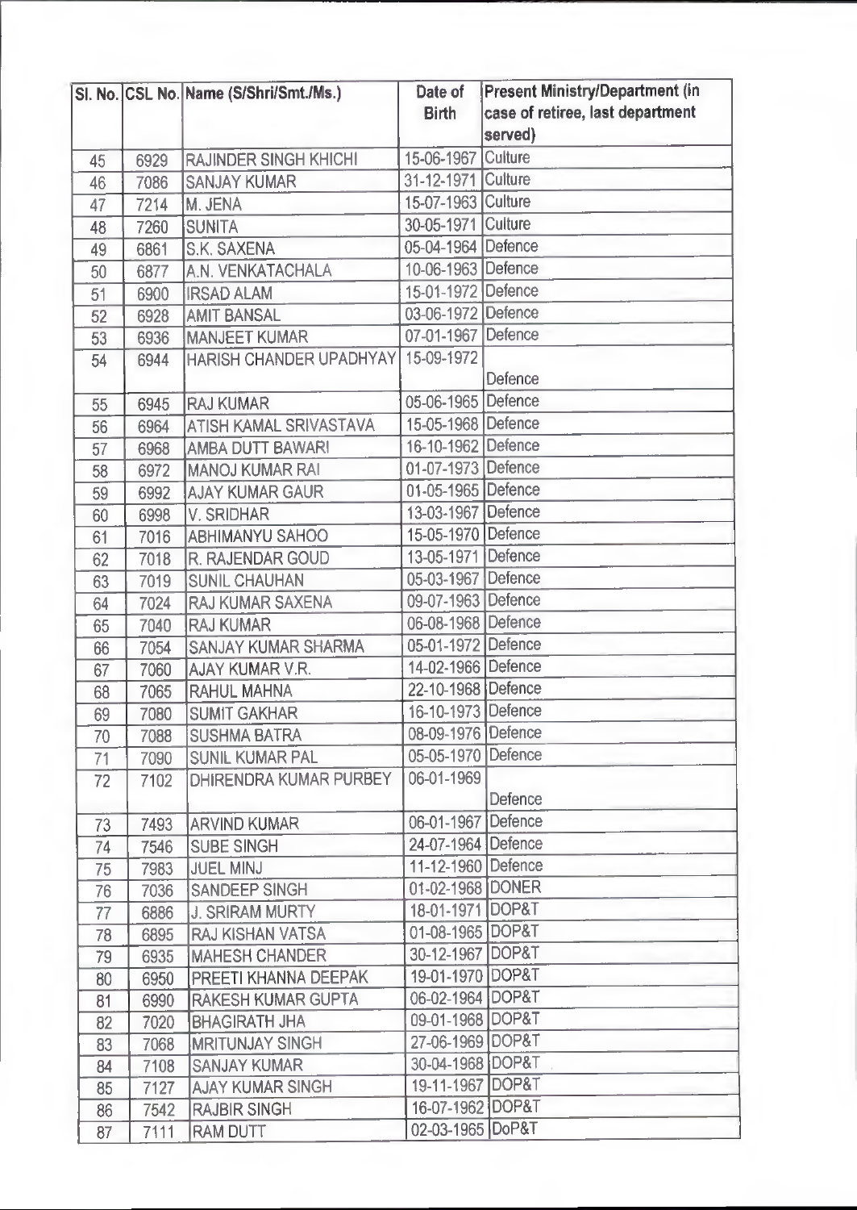| Sl. No. | CSL No. | Name (S/Shri/Smt./Ms.) | Date of Birth | Present Ministry/Department (in case of retiree, last department served) |
|---|---|---|---|---|
| 45 | 6929 | RAJINDER SINGH KHICHI | 15-06-1967 | Culture |
| 46 | 7086 | SANJAY KUMAR | 31-12-1971 | Culture |
| 47 | 7214 | M. JENA | 15-07-1963 | Culture |
| 48 | 7260 | SUNITA | 30-05-1971 | Culture |
| 49 | 6861 | S.K. SAXENA | 05-04-1964 | Defence |
| 50 | 6877 | A.N. VENKATACHALA | 10-06-1963 | Defence |
| 51 | 6900 | IRSAD ALAM | 15-01-1972 | Defence |
| 52 | 6928 | AMIT BANSAL | 03-06-1972 | Defence |
| 53 | 6936 | MANJEET KUMAR | 07-01-1967 | Defence |
| 54 | 6944 | HARISH CHANDER UPADHYAY | 15-09-1972 | Defence |
| 55 | 6945 | RAJ KUMAR | 05-06-1965 | Defence |
| 56 | 6964 | ATISH KAMAL SRIVASTAVA | 15-05-1968 | Defence |
| 57 | 6968 | AMBA DUTT BAWARI | 16-10-1962 | Defence |
| 58 | 6972 | MANOJ KUMAR RAI | 01-07-1973 | Defence |
| 59 | 6992 | AJAY KUMAR GAUR | 01-05-1965 | Defence |
| 60 | 6998 | V. SRIDHAR | 13-03-1967 | Defence |
| 61 | 7016 | ABHIMANYU SAHOO | 15-05-1970 | Defence |
| 62 | 7018 | R. RAJENDAR GOUD | 13-05-1971 | Defence |
| 63 | 7019 | SUNIL CHAUHAN | 05-03-1967 | Defence |
| 64 | 7024 | RAJ KUMAR SAXENA | 09-07-1963 | Defence |
| 65 | 7040 | RAJ KUMAR | 06-08-1968 | Defence |
| 66 | 7054 | SANJAY KUMAR SHARMA | 05-01-1972 | Defence |
| 67 | 7060 | AJAY KUMAR V.R. | 14-02-1966 | Defence |
| 68 | 7065 | RAHUL MAHNA | 22-10-1968 | Defence |
| 69 | 7080 | SUMIT GAKHAR | 16-10-1973 | Defence |
| 70 | 7088 | SUSHMA BATRA | 08-09-1976 | Defence |
| 71 | 7090 | SUNIL KUMAR PAL | 05-05-1970 | Defence |
| 72 | 7102 | DHIRENDRA KUMAR PURBEY | 06-01-1969 | Defence |
| 73 | 7493 | ARVIND KUMAR | 06-01-1967 | Defence |
| 74 | 7546 | SUBE SINGH | 24-07-1964 | Defence |
| 75 | 7983 | JUEL MINJ | 11-12-1960 | Defence |
| 76 | 7036 | SANDEEP SINGH | 01-02-1968 | DONER |
| 77 | 6886 | J. SRIRAM MURTY | 18-01-1971 | DOP&T |
| 78 | 6895 | RAJ KISHAN VATSA | 01-08-1965 | DOP&T |
| 79 | 6935 | MAHESH CHANDER | 30-12-1967 | DOP&T |
| 80 | 6950 | PREETI KHANNA DEEPAK | 19-01-1970 | DOP&T |
| 81 | 6990 | RAKESH KUMAR GUPTA | 06-02-1964 | DOP&T |
| 82 | 7020 | BHAGIRATH JHA | 09-01-1968 | DOP&T |
| 83 | 7068 | MRITUNJAY SINGH | 27-06-1969 | DOP&T |
| 84 | 7108 | SANJAY KUMAR | 30-04-1968 | DOP&T |
| 85 | 7127 | AJAY KUMAR SINGH | 19-11-1967 | DOP&T |
| 86 | 7542 | RAJBIR SINGH | 16-07-1962 | DOP&T |
| 87 | 7111 | RAM DUTT | 02-03-1965 | DoP&T |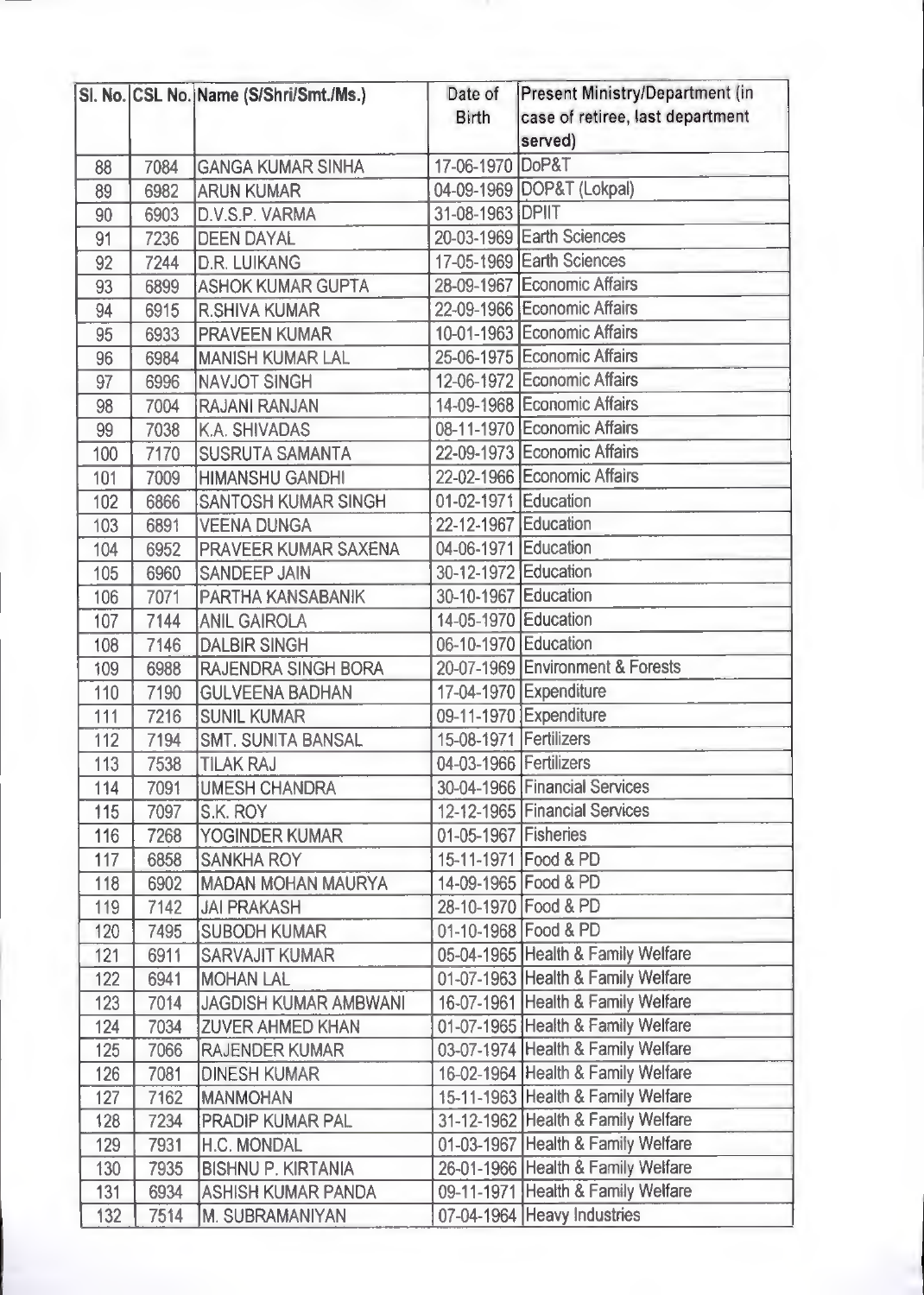| Sl. No. | CSL No. | Name (S/Shri/Smt./Ms.) | Date of Birth | Present Ministry/Department (in case of retiree, last department served) |
|---|---|---|---|---|
| 88 | 7084 | GANGA KUMAR SINHA | 17-06-1970 | DoP&T |
| 89 | 6982 | ARUN KUMAR | 04-09-1969 | DOP&T (Lokpal) |
| 90 | 6903 | D.V.S.P. VARMA | 31-08-1963 | DPIIT |
| 91 | 7236 | DEEN DAYAL | 20-03-1969 | Earth Sciences |
| 92 | 7244 | D.R. LUIKANG | 17-05-1969 | Earth Sciences |
| 93 | 6899 | ASHOK KUMAR GUPTA | 28-09-1967 | Economic Affairs |
| 94 | 6915 | R.SHIVA KUMAR | 22-09-1966 | Economic Affairs |
| 95 | 6933 | PRAVEEN KUMAR | 10-01-1963 | Economic Affairs |
| 96 | 6984 | MANISH KUMAR LAL | 25-06-1975 | Economic Affairs |
| 97 | 6996 | NAVJOT SINGH | 12-06-1972 | Economic Affairs |
| 98 | 7004 | RAJANI RANJAN | 14-09-1968 | Economic Affairs |
| 99 | 7038 | K.A. SHIVADAS | 08-11-1970 | Economic Affairs |
| 100 | 7170 | SUSRUTA SAMANTA | 22-09-1973 | Economic Affairs |
| 101 | 7009 | HIMANSHU GANDHI | 22-02-1966 | Economic Affairs |
| 102 | 6866 | SANTOSH KUMAR SINGH | 01-02-1971 | Education |
| 103 | 6891 | VEENA DUNGA | 22-12-1967 | Education |
| 104 | 6952 | PRAVEER KUMAR SAXENA | 04-06-1971 | Education |
| 105 | 6960 | SANDEEP JAIN | 30-12-1972 | Education |
| 106 | 7071 | PARTHA KANSABANIK | 30-10-1967 | Education |
| 107 | 7144 | ANIL GAIROLA | 14-05-1970 | Education |
| 108 | 7146 | DALBIR SINGH | 06-10-1970 | Education |
| 109 | 6988 | RAJENDRA SINGH BORA | 20-07-1969 | Environment & Forests |
| 110 | 7190 | GULVEENA BADHAN | 17-04-1970 | Expenditure |
| 111 | 7216 | SUNIL KUMAR | 09-11-1970 | Expenditure |
| 112 | 7194 | SMT. SUNITA BANSAL | 15-08-1971 | Fertilizers |
| 113 | 7538 | TILAK RAJ | 04-03-1966 | Fertilizers |
| 114 | 7091 | UMESH CHANDRA | 30-04-1966 | Financial Services |
| 115 | 7097 | S.K. ROY | 12-12-1965 | Financial Services |
| 116 | 7268 | YOGINDER KUMAR | 01-05-1967 | Fisheries |
| 117 | 6858 | SANKHA ROY | 15-11-1971 | Food & PD |
| 118 | 6902 | MADAN MOHAN MAURYA | 14-09-1965 | Food & PD |
| 119 | 7142 | JAI PRAKASH | 28-10-1970 | Food & PD |
| 120 | 7495 | SUBODH KUMAR | 01-10-1968 | Food & PD |
| 121 | 6911 | SARVAJIT KUMAR | 05-04-1965 | Health & Family Welfare |
| 122 | 6941 | MOHAN LAL | 01-07-1963 | Health & Family Welfare |
| 123 | 7014 | JAGDISH KUMAR AMBWANI | 16-07-1961 | Health & Family Welfare |
| 124 | 7034 | ZUVER AHMED KHAN | 01-07-1965 | Health & Family Welfare |
| 125 | 7066 | RAJENDER KUMAR | 03-07-1974 | Health & Family Welfare |
| 126 | 7081 | DINESH KUMAR | 16-02-1964 | Health & Family Welfare |
| 127 | 7162 | MANMOHAN | 15-11-1963 | Health & Family Welfare |
| 128 | 7234 | PRADIP KUMAR PAL | 31-12-1962 | Health & Family Welfare |
| 129 | 7931 | H.C. MONDAL | 01-03-1967 | Health & Family Welfare |
| 130 | 7935 | BISHNU P. KIRTANIA | 26-01-1966 | Health & Family Welfare |
| 131 | 6934 | ASHISH KUMAR PANDA | 09-11-1971 | Health & Family Welfare |
| 132 | 7514 | M. SUBRAMANIYAN | 07-04-1964 | Heavy Industries |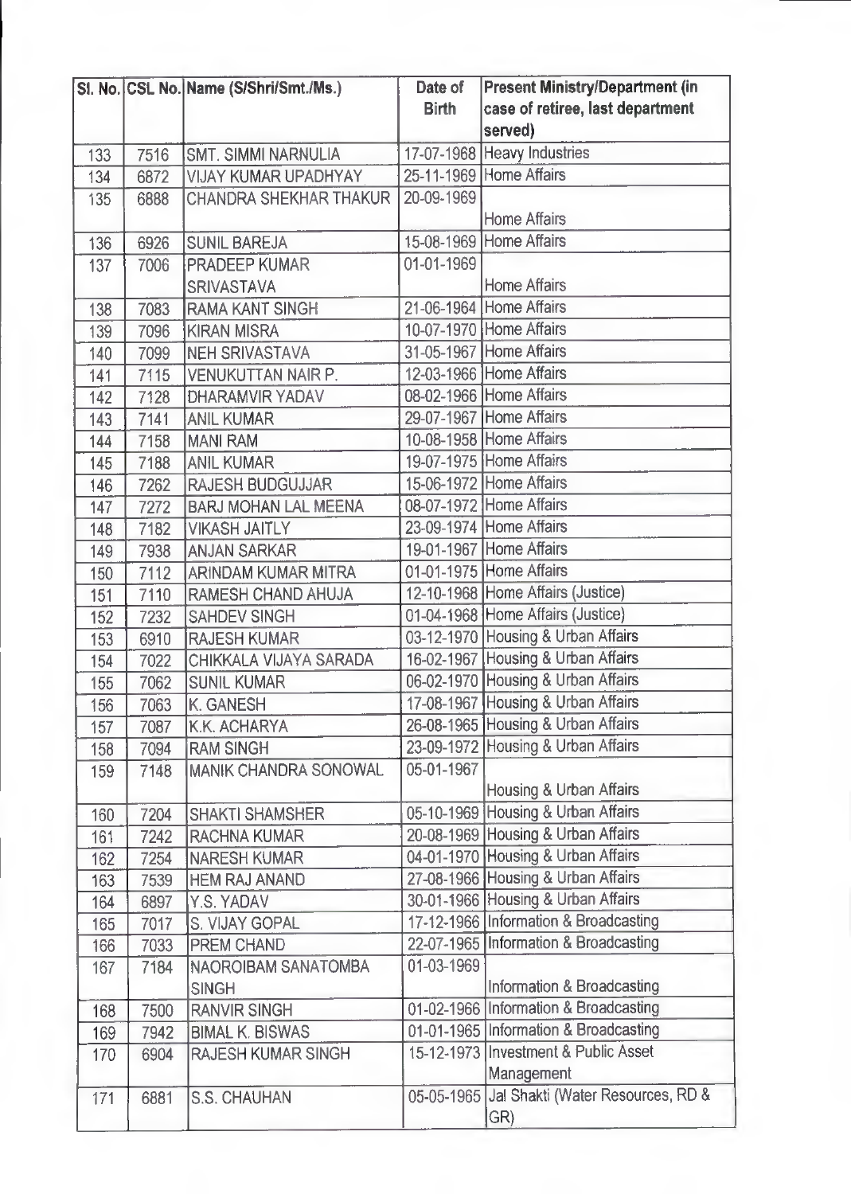| Sl. No. | CSL No. | Name (S/Shri/Smt./Ms.) | Date of Birth | Present Ministry/Department (in case of retiree, last department served) |
|---|---|---|---|---|
| 133 | 7516 | SMT. SIMMI NARNULIA | 17-07-1968 | Heavy Industries |
| 134 | 6872 | VIJAY KUMAR UPADHYAY | 25-11-1969 | Home Affairs |
| 135 | 6888 | CHANDRA SHEKHAR THAKUR | 20-09-1969 | Home Affairs |
| 136 | 6926 | SUNIL BAREJA | 15-08-1969 | Home Affairs |
| 137 | 7006 | PRADEEP KUMAR SRIVASTAVA | 01-01-1969 | Home Affairs |
| 138 | 7083 | RAMA KANT SINGH | 21-06-1964 | Home Affairs |
| 139 | 7096 | KIRAN MISRA | 10-07-1970 | Home Affairs |
| 140 | 7099 | NEH SRIVASTAVA | 31-05-1967 | Home Affairs |
| 141 | 7115 | VENUKUTTAN NAIR P. | 12-03-1966 | Home Affairs |
| 142 | 7128 | DHARAMVIR YADAV | 08-02-1966 | Home Affairs |
| 143 | 7141 | ANIL KUMAR | 29-07-1967 | Home Affairs |
| 144 | 7158 | MANI RAM | 10-08-1958 | Home Affairs |
| 145 | 7188 | ANIL KUMAR | 19-07-1975 | Home Affairs |
| 146 | 7262 | RAJESH BUDGUJJAR | 15-06-1972 | Home Affairs |
| 147 | 7272 | BARJ MOHAN LAL MEENA | 08-07-1972 | Home Affairs |
| 148 | 7182 | VIKASH JAITLY | 23-09-1974 | Home Affairs |
| 149 | 7938 | ANJAN SARKAR | 19-01-1967 | Home Affairs |
| 150 | 7112 | ARINDAM KUMAR MITRA | 01-01-1975 | Home Affairs |
| 151 | 7110 | RAMESH CHAND AHUJA | 12-10-1968 | Home Affairs (Justice) |
| 152 | 7232 | SAHDEV SINGH | 01-04-1968 | Home Affairs (Justice) |
| 153 | 6910 | RAJESH KUMAR | 03-12-1970 | Housing & Urban Affairs |
| 154 | 7022 | CHIKKALA VIJAYA SARADA | 16-02-1967 | Housing & Urban Affairs |
| 155 | 7062 | SUNIL KUMAR | 06-02-1970 | Housing & Urban Affairs |
| 156 | 7063 | K. GANESH | 17-08-1967 | Housing & Urban Affairs |
| 157 | 7087 | K.K. ACHARYA | 26-08-1965 | Housing & Urban Affairs |
| 158 | 7094 | RAM SINGH | 23-09-1972 | Housing & Urban Affairs |
| 159 | 7148 | MANIK CHANDRA SONOWAL | 05-01-1967 | Housing & Urban Affairs |
| 160 | 7204 | SHAKTI SHAMSHER | 05-10-1969 | Housing & Urban Affairs |
| 161 | 7242 | RACHNA KUMAR | 20-08-1969 | Housing & Urban Affairs |
| 162 | 7254 | NARESH KUMAR | 04-01-1970 | Housing & Urban Affairs |
| 163 | 7539 | HEM RAJ ANAND | 27-08-1966 | Housing & Urban Affairs |
| 164 | 6897 | Y.S. YADAV | 30-01-1966 | Housing & Urban Affairs |
| 165 | 7017 | S. VIJAY GOPAL | 17-12-1966 | Information & Broadcasting |
| 166 | 7033 | PREM CHAND | 22-07-1965 | Information & Broadcasting |
| 167 | 7184 | NAOROIBAM SANATOMBA SINGH | 01-03-1969 | Information & Broadcasting |
| 168 | 7500 | RANVIR SINGH | 01-02-1966 | Information & Broadcasting |
| 169 | 7942 | BIMAL K. BISWAS | 01-01-1965 | Information & Broadcasting |
| 170 | 6904 | RAJESH KUMAR SINGH | 15-12-1973 | Investment & Public Asset Management |
| 171 | 6881 | S.S. CHAUHAN | 05-05-1965 | Jal Shakti (Water Resources, RD & GR) |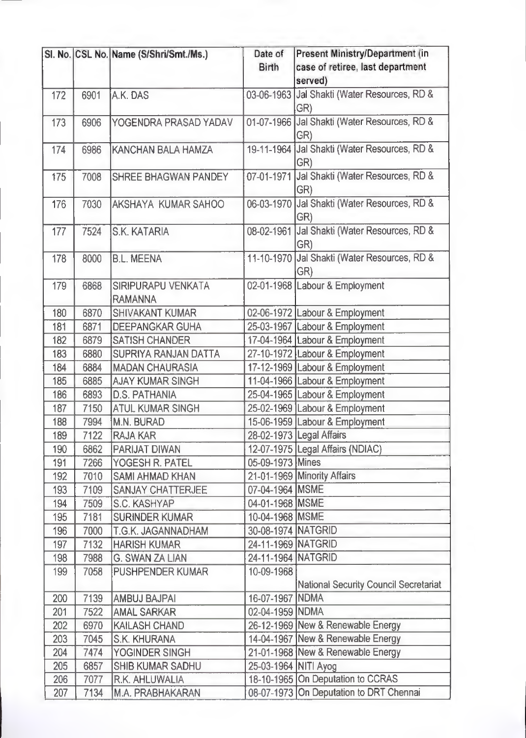| Sl. No. | CSL No. | Name (S/Shri/Smt./Ms.) | Date of Birth | Present Ministry/Department (in case of retiree, last department served) |
|---|---|---|---|---|
| 172 | 6901 | A.K. DAS | 03-06-1963 | Jal Shakti (Water Resources, RD & GR) |
| 173 | 6906 | YOGENDRA PRASAD YADAV | 01-07-1966 | Jal Shakti (Water Resources, RD & GR) |
| 174 | 6986 | KANCHAN BALA HAMZA | 19-11-1964 | Jal Shakti (Water Resources, RD & GR) |
| 175 | 7008 | SHREE BHAGWAN PANDEY | 07-01-1971 | Jal Shakti (Water Resources, RD & GR) |
| 176 | 7030 | AKSHAYA KUMAR SAHOO | 06-03-1970 | Jal Shakti (Water Resources, RD & GR) |
| 177 | 7524 | S.K. KATARIA | 08-02-1961 | Jal Shakti (Water Resources, RD & GR) |
| 178 | 8000 | B.L. MEENA | 11-10-1970 | Jal Shakti (Water Resources, RD & GR) |
| 179 | 6868 | SIRIPURAPU VENKATA RAMANNA | 02-01-1968 | Labour & Employment |
| 180 | 6870 | SHIVAKANT KUMAR | 02-06-1972 | Labour & Employment |
| 181 | 6871 | DEEPANGKAR GUHA | 25-03-1967 | Labour & Employment |
| 182 | 6879 | SATISH CHANDER | 17-04-1964 | Labour & Employment |
| 183 | 6880 | SUPRIYA RANJAN DATTA | 27-10-1972 | Labour & Employment |
| 184 | 6884 | MADAN CHAURASIA | 17-12-1969 | Labour & Employment |
| 185 | 6885 | AJAY KUMAR SINGH | 11-04-1966 | Labour & Employment |
| 186 | 6893 | D.S. PATHANIA | 25-04-1965 | Labour & Employment |
| 187 | 7150 | ATUL KUMAR SINGH | 25-02-1969 | Labour & Employment |
| 188 | 7994 | M.N. BURAD | 15-06-1959 | Labour & Employment |
| 189 | 7122 | RAJA KAR | 28-02-1973 | Legal Affairs |
| 190 | 6862 | PARIJAT DIWAN | 12-07-1975 | Legal Affairs (NDIAC) |
| 191 | 7266 | YOGESH R. PATEL | 05-09-1973 | Mines |
| 192 | 7010 | SAMI AHMAD KHAN | 21-01-1969 | Minority Affairs |
| 193 | 7109 | SANJAY CHATTERJEE | 07-04-1964 | MSME |
| 194 | 7509 | S.C. KASHYAP | 04-01-1968 | MSME |
| 195 | 7181 | SURINDER KUMAR | 10-04-1968 | MSME |
| 196 | 7000 | T.G.K. JAGANNADHAM | 30-08-1974 | NATGRID |
| 197 | 7132 | HARISH KUMAR | 24-11-1969 | NATGRID |
| 198 | 7988 | G. SWAN ZA LIAN | 24-11-1964 | NATGRID |
| 199 | 7058 | PUSHPENDER KUMAR | 10-09-1968 | National Security Council Secretariat |
| 200 | 7139 | AMBUJ BAJPAI | 16-07-1967 | NDMA |
| 201 | 7522 | AMAL SARKAR | 02-04-1959 | NDMA |
| 202 | 6970 | KAILASH CHAND | 26-12-1969 | New & Renewable Energy |
| 203 | 7045 | S.K. KHURANA | 14-04-1967 | New & Renewable Energy |
| 204 | 7474 | YOGINDER SINGH | 21-01-1968 | New & Renewable Energy |
| 205 | 6857 | SHIB KUMAR SADHU | 25-03-1964 | NITI Ayog |
| 206 | 7077 | R.K. AHLUWALIA | 18-10-1965 | On Deputation to CCRAS |
| 207 | 7134 | M.A. PRABHAKARAN | 08-07-1973 | On Deputation to DRT Chennai |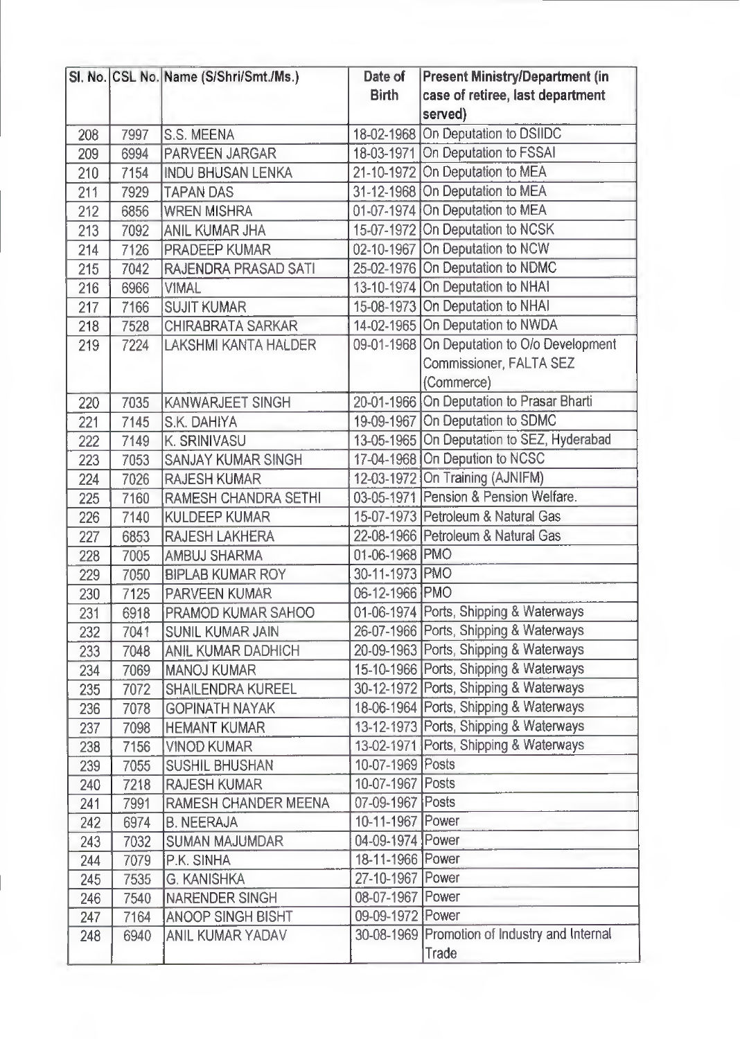| Sl. No. | CSL No. | Name (S/Shri/Smt./Ms.) | Date of Birth | Present Ministry/Department (in case of retiree, last department served) |
|---|---|---|---|---|
| 208 | 7997 | S.S. MEENA | 18-02-1968 | On Deputation to DSIIDC |
| 209 | 6994 | PARVEEN JARGAR | 18-03-1971 | On Deputation to FSSAI |
| 210 | 7154 | INDU BHUSAN LENKA | 21-10-1972 | On Deputation to MEA |
| 211 | 7929 | TAPAN DAS | 31-12-1968 | On Deputation to MEA |
| 212 | 6856 | WREN MISHRA | 01-07-1974 | On Deputation to MEA |
| 213 | 7092 | ANIL KUMAR JHA | 15-07-1972 | On Deputation to NCSK |
| 214 | 7126 | PRADEEP KUMAR | 02-10-1967 | On Deputation to NCW |
| 215 | 7042 | RAJENDRA PRASAD SATI | 25-02-1976 | On Deputation to NDMC |
| 216 | 6966 | VIMAL | 13-10-1974 | On Deputation to NHAI |
| 217 | 7166 | SUJIT KUMAR | 15-08-1973 | On Deputation to NHAI |
| 218 | 7528 | CHIRABRATA SARKAR | 14-02-1965 | On Deputation to NWDA |
| 219 | 7224 | LAKSHMI KANTA HALDER | 09-01-1968 | On Deputation to O/o Development Commissioner, FALTA SEZ (Commerce) |
| 220 | 7035 | KANWARJEET SINGH | 20-01-1966 | On Deputation to Prasar Bharti |
| 221 | 7145 | S.K. DAHIYA | 19-09-1967 | On Deputation to SDMC |
| 222 | 7149 | K. SRINIVASU | 13-05-1965 | On Deputation to SEZ, Hyderabad |
| 223 | 7053 | SANJAY KUMAR SINGH | 17-04-1968 | On Depution to NCSC |
| 224 | 7026 | RAJESH KUMAR | 12-03-1972 | On Training (AJNIFM) |
| 225 | 7160 | RAMESH CHANDRA SETHI | 03-05-1971 | Pension & Pension Welfare. |
| 226 | 7140 | KULDEEP KUMAR | 15-07-1973 | Petroleum & Natural Gas |
| 227 | 6853 | RAJESH LAKHERA | 22-08-1966 | Petroleum & Natural Gas |
| 228 | 7005 | AMBUJ SHARMA | 01-06-1968 | PMO |
| 229 | 7050 | BIPLAB KUMAR ROY | 30-11-1973 | PMO |
| 230 | 7125 | PARVEEN KUMAR | 06-12-1966 | PMO |
| 231 | 6918 | PRAMOD KUMAR SAHOO | 01-06-1974 | Ports, Shipping & Waterways |
| 232 | 7041 | SUNIL KUMAR JAIN | 26-07-1966 | Ports, Shipping & Waterways |
| 233 | 7048 | ANIL KUMAR DADHICH | 20-09-1963 | Ports, Shipping & Waterways |
| 234 | 7069 | MANOJ KUMAR | 15-10-1966 | Ports, Shipping & Waterways |
| 235 | 7072 | SHAILENDRA KUREEL | 30-12-1972 | Ports, Shipping & Waterways |
| 236 | 7078 | GOPINATH NAYAK | 18-06-1964 | Ports, Shipping & Waterways |
| 237 | 7098 | HEMANT KUMAR | 13-12-1973 | Ports, Shipping & Waterways |
| 238 | 7156 | VINOD KUMAR | 13-02-1971 | Ports, Shipping & Waterways |
| 239 | 7055 | SUSHIL BHUSHAN | 10-07-1969 | Posts |
| 240 | 7218 | RAJESH KUMAR | 10-07-1967 | Posts |
| 241 | 7991 | RAMESH CHANDER MEENA | 07-09-1967 | Posts |
| 242 | 6974 | B. NEERAJA | 10-11-1967 | Power |
| 243 | 7032 | SUMAN MAJUMDAR | 04-09-1974 | Power |
| 244 | 7079 | P.K. SINHA | 18-11-1966 | Power |
| 245 | 7535 | G. KANISHKA | 27-10-1967 | Power |
| 246 | 7540 | NARENDER SINGH | 08-07-1967 | Power |
| 247 | 7164 | ANOOP SINGH BISHT | 09-09-1972 | Power |
| 248 | 6940 | ANIL KUMAR YADAV | 30-08-1969 | Promotion of Industry and Internal Trade |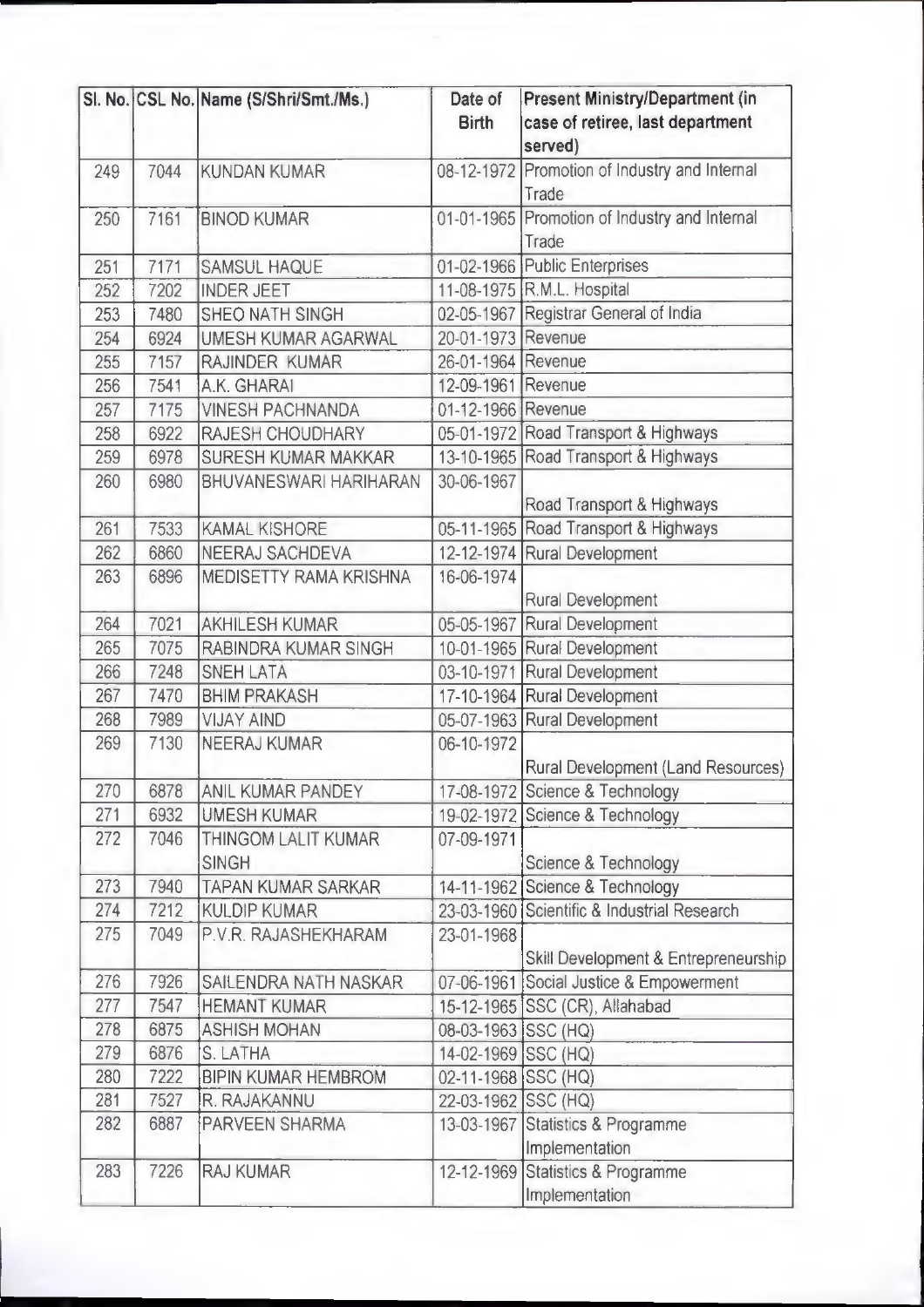| Sl. No. | CSL No. | Name (S/Shri/Smt./Ms.) | Date of Birth | Present Ministry/Department (in case of retiree, last department served) |
|---|---|---|---|---|
| 249 | 7044 | KUNDAN KUMAR | 08-12-1972 | Promotion of Industry and Internal Trade |
| 250 | 7161 | BINOD KUMAR | 01-01-1965 | Promotion of Industry and Internal Trade |
| 251 | 7171 | SAMSUL HAQUE | 01-02-1966 | Public Enterprises |
| 252 | 7202 | INDER JEET | 11-08-1975 | R.M.L. Hospital |
| 253 | 7480 | SHEO NATH SINGH | 02-05-1967 | Registrar General of India |
| 254 | 6924 | UMESH KUMAR AGARWAL | 20-01-1973 | Revenue |
| 255 | 7157 | RAJINDER KUMAR | 26-01-1964 | Revenue |
| 256 | 7541 | A.K. GHARAI | 12-09-1961 | Revenue |
| 257 | 7175 | VINESH PACHNANDA | 01-12-1966 | Revenue |
| 258 | 6922 | RAJESH CHOUDHARY | 05-01-1972 | Road Transport & Highways |
| 259 | 6978 | SURESH KUMAR MAKKAR | 13-10-1965 | Road Transport & Highways |
| 260 | 6980 | BHUVANESWARI HARIHARAN | 30-06-1967 | Road Transport & Highways |
| 261 | 7533 | KAMAL KISHORE | 05-11-1965 | Road Transport & Highways |
| 262 | 6860 | NEERAJ SACHDEVA | 12-12-1974 | Rural Development |
| 263 | 6896 | MEDISETTY RAMA KRISHNA | 16-06-1974 | Rural Development |
| 264 | 7021 | AKHILESH KUMAR | 05-05-1967 | Rural Development |
| 265 | 7075 | RABINDRA KUMAR SINGH | 10-01-1965 | Rural Development |
| 266 | 7248 | SNEH LATA | 03-10-1971 | Rural Development |
| 267 | 7470 | BHIM PRAKASH | 17-10-1964 | Rural Development |
| 268 | 7989 | VIJAY AIND | 05-07-1963 | Rural Development |
| 269 | 7130 | NEERAJ KUMAR | 06-10-1972 | Rural Development (Land Resources) |
| 270 | 6878 | ANIL KUMAR PANDEY | 17-08-1972 | Science & Technology |
| 271 | 6932 | UMESH KUMAR | 19-02-1972 | Science & Technology |
| 272 | 7046 | THINGOM LALIT KUMAR SINGH | 07-09-1971 | Science & Technology |
| 273 | 7940 | TAPAN KUMAR SARKAR | 14-11-1962 | Science & Technology |
| 274 | 7212 | KULDIP KUMAR | 23-03-1960 | Scientific & Industrial Research |
| 275 | 7049 | P.V.R. RAJASHEKHARAM | 23-01-1968 | Skill Development & Entrepreneurship |
| 276 | 7926 | SAILENDRA NATH NASKAR | 07-06-1961 | Social Justice & Empowerment |
| 277 | 7547 | HEMANT KUMAR | 15-12-1965 | SSC (CR), Allahabad |
| 278 | 6875 | ASHISH MOHAN | 08-03-1963 | SSC (HQ) |
| 279 | 6876 | S. LATHA | 14-02-1969 | SSC (HQ) |
| 280 | 7222 | BIPIN KUMAR HEMBROM | 02-11-1968 | SSC (HQ) |
| 281 | 7527 | R. RAJAKANNU | 22-03-1962 | SSC (HQ) |
| 282 | 6887 | PARVEEN SHARMA | 13-03-1967 | Statistics & Programme Implementation |
| 283 | 7226 | RAJ KUMAR | 12-12-1969 | Statistics & Programme Implementation |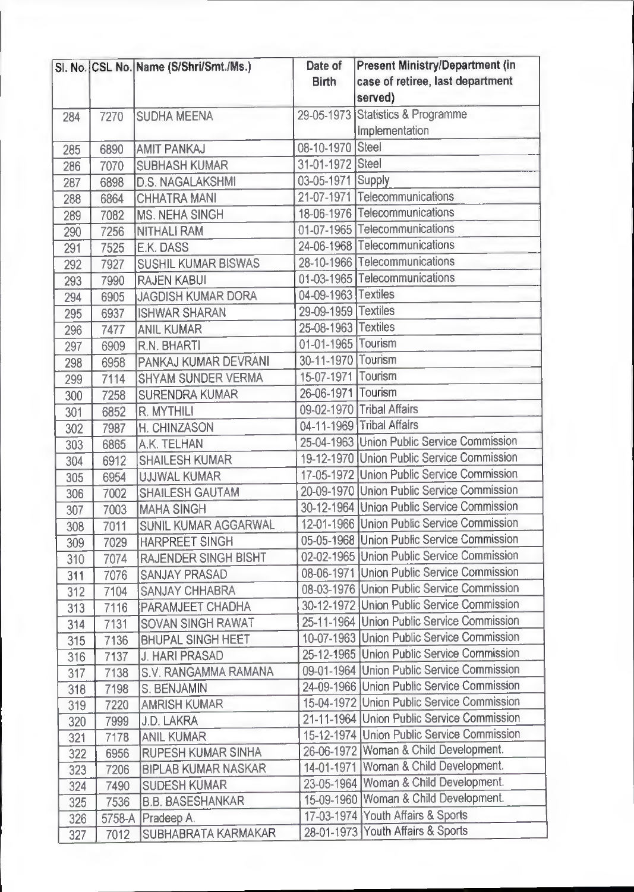| Sl. No. | CSL No. | Name (S/Shri/Smt./Ms.) | Date of Birth | Present Ministry/Department (in case of retiree, last department served) |
|---|---|---|---|---|
| 284 | 7270 | SUDHA MEENA | 29-05-1973 | Statistics & Programme Implementation |
| 285 | 6890 | AMIT PANKAJ | 08-10-1970 | Steel |
| 286 | 7070 | SUBHASH KUMAR | 31-01-1972 | Steel |
| 287 | 6898 | D.S. NAGALAKSHMI | 03-05-1971 | Supply |
| 288 | 6864 | CHHATRA MANI | 21-07-1971 | Telecommunications |
| 289 | 7082 | MS. NEHA SINGH | 18-06-1976 | Telecommunications |
| 290 | 7256 | NITHALI RAM | 01-07-1965 | Telecommunications |
| 291 | 7525 | E.K. DASS | 24-06-1968 | Telecommunications |
| 292 | 7927 | SUSHIL KUMAR BISWAS | 28-10-1966 | Telecommunications |
| 293 | 7990 | RAJEN KABUI | 01-03-1965 | Telecommunications |
| 294 | 6905 | JAGDISH KUMAR DORA | 04-09-1963 | Textiles |
| 295 | 6937 | ISHWAR SHARAN | 29-09-1959 | Textiles |
| 296 | 7477 | ANIL KUMAR | 25-08-1963 | Textiles |
| 297 | 6909 | R.N. BHARTI | 01-01-1965 | Tourism |
| 298 | 6958 | PANKAJ KUMAR DEVRANI | 30-11-1970 | Tourism |
| 299 | 7114 | SHYAM SUNDER VERMA | 15-07-1971 | Tourism |
| 300 | 7258 | SURENDRA KUMAR | 26-06-1971 | Tourism |
| 301 | 6852 | R. MYTHILI | 09-02-1970 | Tribal Affairs |
| 302 | 7987 | H. CHINZASON | 04-11-1969 | Tribal Affairs |
| 303 | 6865 | A.K. TELHAN | 25-04-1963 | Union Public Service Commission |
| 304 | 6912 | SHAILESH KUMAR | 19-12-1970 | Union Public Service Commission |
| 305 | 6954 | UJJWAL KUMAR | 17-05-1972 | Union Public Service Commission |
| 306 | 7002 | SHAILESH GAUTAM | 20-09-1970 | Union Public Service Commission |
| 307 | 7003 | MAHA SINGH | 30-12-1964 | Union Public Service Commission |
| 308 | 7011 | SUNIL KUMAR AGGARWAL | 12-01-1966 | Union Public Service Commission |
| 309 | 7029 | HARPREET SINGH | 05-05-1968 | Union Public Service Commission |
| 310 | 7074 | RAJENDER SINGH BISHT | 02-02-1965 | Union Public Service Commission |
| 311 | 7076 | SANJAY PRASAD | 08-06-1971 | Union Public Service Commission |
| 312 | 7104 | SANJAY CHHABRA | 08-03-1976 | Union Public Service Commission |
| 313 | 7116 | PARAMJEET CHADHA | 30-12-1972 | Union Public Service Commission |
| 314 | 7131 | SOVAN SINGH RAWAT | 25-11-1964 | Union Public Service Commission |
| 315 | 7136 | BHUPAL SINGH HEET | 10-07-1963 | Union Public Service Commission |
| 316 | 7137 | J. HARI PRASAD | 25-12-1965 | Union Public Service Commission |
| 317 | 7138 | S.V. RANGAMMA RAMANA | 09-01-1964 | Union Public Service Commission |
| 318 | 7198 | S. BENJAMIN | 24-09-1966 | Union Public Service Commission |
| 319 | 7220 | AMRISH KUMAR | 15-04-1972 | Union Public Service Commission |
| 320 | 7999 | J.D. LAKRA | 21-11-1964 | Union Public Service Commission |
| 321 | 7178 | ANIL KUMAR | 15-12-1974 | Union Public Service Commission |
| 322 | 6956 | RUPESH KUMAR SINHA | 26-06-1972 | Woman & Child Development. |
| 323 | 7206 | BIPLAB KUMAR NASKAR | 14-01-1971 | Woman & Child Development. |
| 324 | 7490 | SUDESH KUMAR | 23-05-1964 | Woman & Child Development. |
| 325 | 7536 | B.B. BASESHANKAR | 15-09-1960 | Woman & Child Development. |
| 326 | 5758-A | Pradeep A. | 17-03-1974 | Youth Affairs & Sports |
| 327 | 7012 | SUBHABRATA KARMAKAR | 28-01-1973 | Youth Affairs & Sports |